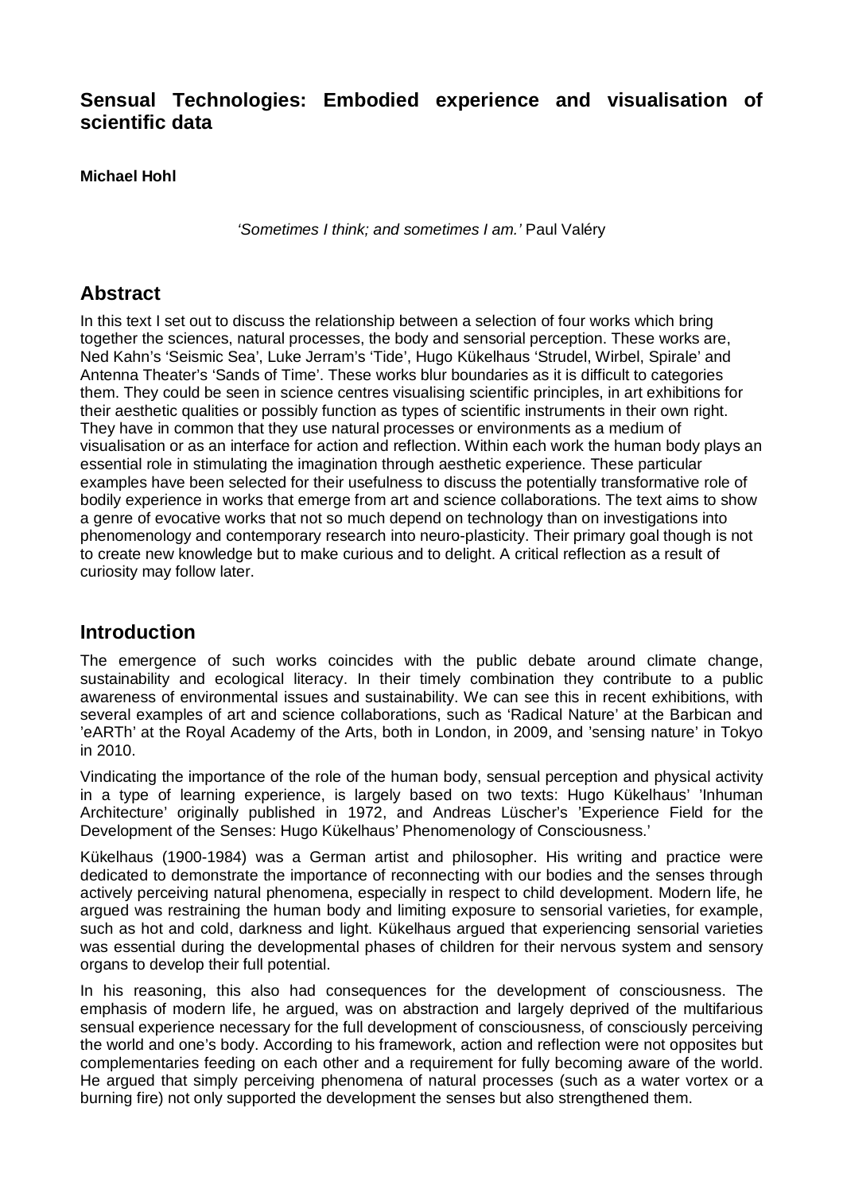# Sensual Technologies: Embodied experience and visualisation of scientific data

**Michael Hohl**

*'Sometimes I think; and sometimes I am.'* Paul Valéry

## Abstract

In this text I set out to discuss the relationship between a selection of four works which bring together the sciences, natural processes, the body and sensorial perception. These works are, Ned Kahn's 'Seismic Sea', Luke Jerram's 'Tide', Hugo Kükelhaus 'Strudel, Wirbel, Spirale' and Antenna Theater's 'Sands of Time'. These works blur boundaries as it is difficult to categories them. They could be seen in science centres visualising scientific principles, in art exhibitions for their aesthetic qualities or possibly function as types of scientific instruments in their own right. They have in common that they use natural processes or environments as a medium of visualisation or as an interface for action and reflection. Within each work the human body plays an essential role in stimulating the imagination through aesthetic experience. These particular examples have been selected for their usefulness to discuss the potentially transformative role of bodily experience in works that emerge from art and science collaborations. The text aims to show a genre of evocative works that not so much depend on technology than on investigations into phenomenology and contemporary research into neuro-plasticity. Their primary goal though is not to create new knowledge but to make curious and to delight. A critical reflection as a result of curiosity may follow later.

## Introduction

The emergence of such works coincides with the public debate around climate change, sustainability and ecological literacy. In their timely combination they contribute to a public awareness of environmental issues and sustainability. We can see this in recent exhibitions, with several examples of art and science collaborations, such as 'Radical Nature' at the Barbican and 'eARTh' at the Royal Academy of the Arts, both in London, in 2009, and 'sensing nature' in Tokyo in 2010.

Vindicating the importance of the role of the human body, sensual perception and physical activity in a type of learning experience, is largely based on two texts: Hugo Kükelhaus' 'Inhuman Architecture' originally published in 1972, and Andreas Lüscher's 'Experience Field for the Development of the Senses: Hugo Kükelhaus' Phenomenology of Consciousness.'

Kükelhaus (1900-1984) was a German artist and philosopher. His writing and practice were dedicated to demonstrate the importance of reconnecting with our bodies and the senses through actively perceiving natural phenomena, especially in respect to child development. Modern life, he argued was restraining the human body and limiting exposure to sensorial varieties, for example, such as hot and cold, darkness and light. Kükelhaus argued that experiencing sensorial varieties was essential during the developmental phases of children for their nervous system and sensory organs to develop their full potential.

In his reasoning, this also had consequences for the development of consciousness. The emphasis of modern life, he argued, was on abstraction and largely deprived of the multifarious sensual experience necessary for the full development of consciousness, of consciously perceiving the world and one's body. According to his framework, action and reflection were not opposites but complementaries feeding on each other and a requirement for fully becoming aware of the world. He argued that simply perceiving phenomena of natural processes (such as a water vortex or a burning fire) not only supported the development the senses but also strengthened them.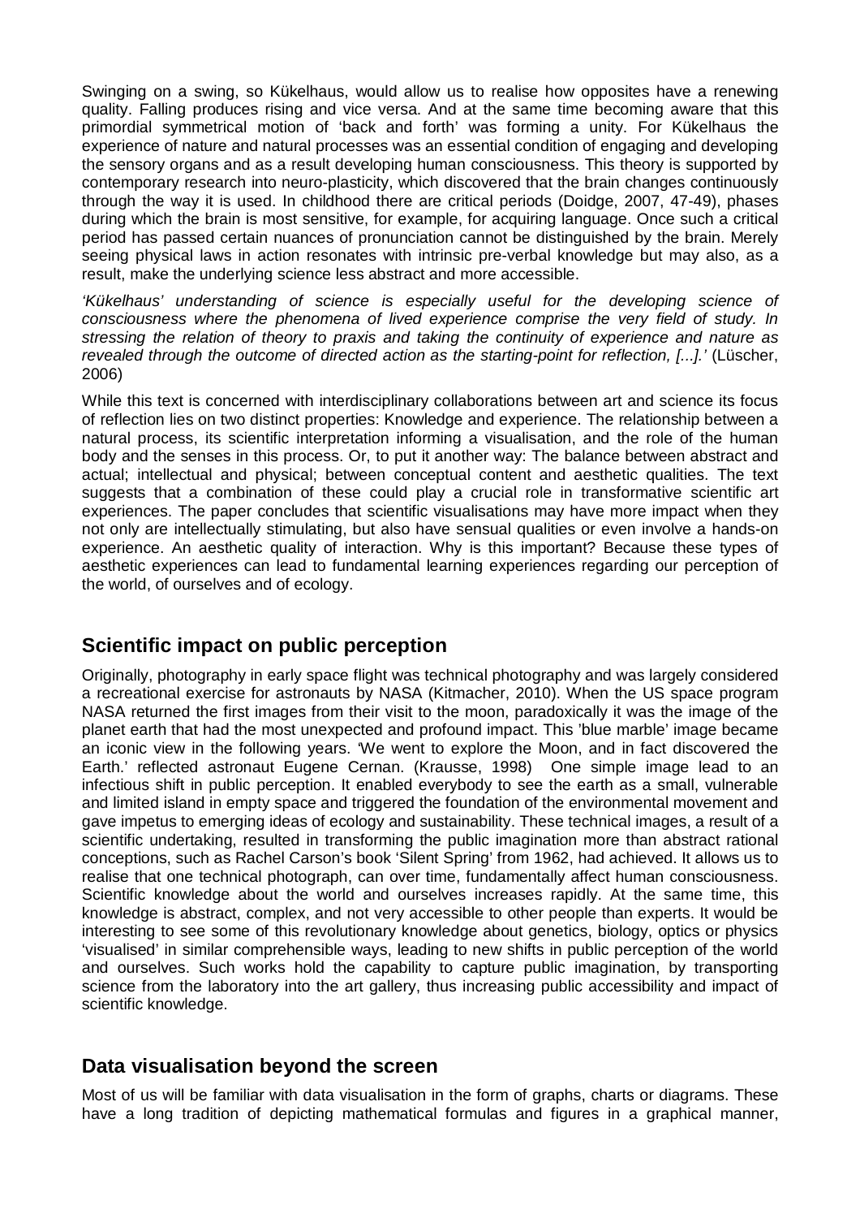Swinging on a swing, so Kükelhaus, would allow us to realise how opposites have a renewing quality. Falling produces rising and vice versa. And at the same time becoming aware that this primordial symmetrical motion of 'back and forth' was forming a unity. For Kükelhaus the experience of nature and natural processes was an essential condition of engaging and developing the sensory organs and as a result developing human consciousness. This theory is supported by contemporary research into neuro-plasticity, which discovered that the brain changes continuously through the way it is used. In childhood there are critical periods (Doidge, 2007, 47-49), phases during which the brain is most sensitive, for example, for acquiring language. Once such a critical period has passed certain nuances of pronunciation cannot be distinguished by the brain. Merely seeing physical laws in action resonates with intrinsic pre-verbal knowledge but may also, as a result, make the underlying science less abstract and more accessible.

*'Kükelhaus' understanding of science is especially useful for the developing science of consciousness where the phenomena of lived experience comprise the very field of study. In stressing the relation of theory to praxis and taking the continuity of experience and nature as revealed through the outcome of directed action as the starting-point for reflection, [...].'* (Lüscher, 2006)

While this text is concerned with interdisciplinary collaborations between art and science its focus of reflection lies on two distinct properties: Knowledge and experience. The relationship between a natural process, its scientific interpretation informing a visualisation, and the role of the human body and the senses in this process. Or, to put it another way: The balance between abstract and actual; intellectual and physical; between conceptual content and aesthetic qualities. The text suggests that a combination of these could play a crucial role in transformative scientific art experiences. The paper concludes that scientific visualisations may have more impact when they not only are intellectually stimulating, but also have sensual qualities or even involve a hands-on experience. An aesthetic quality of interaction. Why is this important? Because these types of aesthetic experiences can lead to fundamental learning experiences regarding our perception of the world, of ourselves and of ecology.

## Scientific impact on public perception

Originally, photography in early space flight was technical photography and was largely considered a recreational exercise for astronauts by NASA (Kitmacher, 2010). When the US space program NASA returned the first images from their visit to the moon, paradoxically it was the image of the planet earth that had the most unexpected and profound impact. This 'blue marble' image became an iconic view in the following years. 'We went to explore the Moon, and in fact discovered the Earth.' reflected astronaut Eugene Cernan. (Krausse, 1998) One simple image lead to an infectious shift in public perception. It enabled everybody to see the earth as a small, vulnerable and limited island in empty space and triggered the foundation of the environmental movement and gave impetus to emerging ideas of ecology and sustainability. These technical images, a result of a scientific undertaking, resulted in transforming the public imagination more than abstract rational conceptions, such as Rachel Carson's book 'Silent Spring' from 1962, had achieved. It allows us to realise that one technical photograph, can over time, fundamentally affect human consciousness. Scientific knowledge about the world and ourselves increases rapidly. At the same time, this knowledge is abstract, complex, and not very accessible to other people than experts. It would be interesting to see some of this revolutionary knowledge about genetics, biology, optics or physics 'visualised' in similar comprehensible ways, leading to new shifts in public perception of the world and ourselves. Such works hold the capability to capture public imagination, by transporting science from the laboratory into the art gallery, thus increasing public accessibility and impact of scientific knowledge.

## Data visualisation beyond the screen

Most of us will be familiar with data visualisation in the form of graphs, charts or diagrams. These have a long tradition of depicting mathematical formulas and figures in a graphical manner,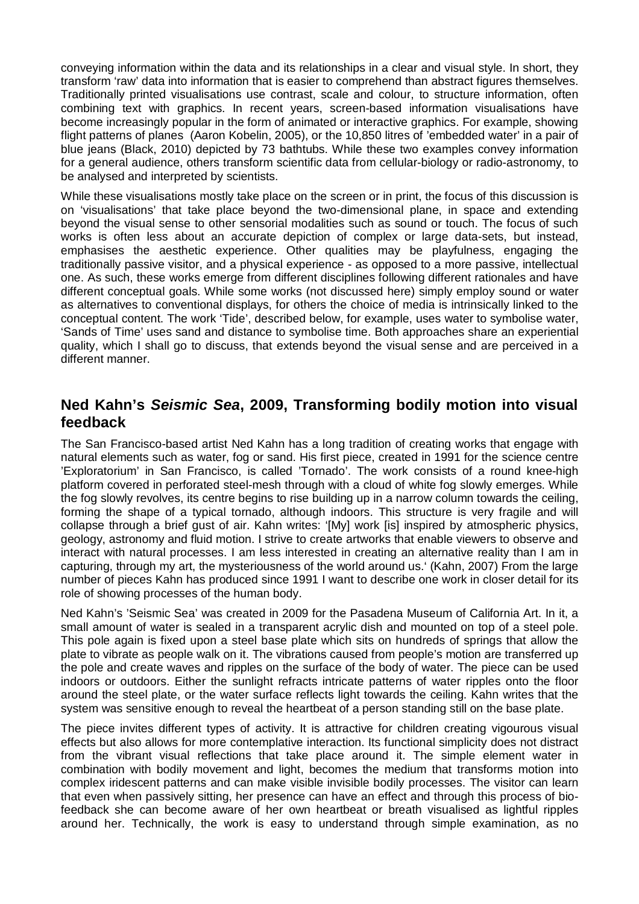conveying information within the data and its relationships in a clear and visual style. In short, they transform 'raw' data into information that is easier to comprehend than abstract figures themselves. Traditionally printed visualisations use contrast, scale and colour, to structure information, often combining text with graphics. In recent years, screen-based information visualisations have become increasingly popular in the form of animated or interactive graphics. For example, showing flight patterns of planes (Aaron Kobelin, 2005), or the 10,850 litres of 'embedded water' in a pair of blue jeans (Black, 2010) depicted by 73 bathtubs. While these two examples convey information for a general audience, others transform scientific data from cellular-biology or radio-astronomy, to be analysed and interpreted by scientists.

While these visualisations mostly take place on the screen or in print, the focus of this discussion is on 'visualisations' that take place beyond the two-dimensional plane, in space and extending beyond the visual sense to other sensorial modalities such as sound or touch. The focus of such works is often less about an accurate depiction of complex or large data-sets, but instead, emphasises the aesthetic experience. Other qualities may be playfulness, engaging the traditionally passive visitor, and a physical experience - as opposed to a more passive, intellectual one. As such, these works emerge from different disciplines following different rationales and have different conceptual goals. While some works (not discussed here) simply employ sound or water as alternatives to conventional displays, for others the choice of media is intrinsically linked to the conceptual content. The work 'Tide', described below, for example, uses water to symbolise water, 'Sands of Time' uses sand and distance to symbolise time. Both approaches share an experiential quality, which I shall go to discuss, that extends beyond the visual sense and are perceived in a different manner.

## Ned Kahn's *Seismic Sea*, 2009, Transforming bodily motion into visual feedback

The San Francisco-based artist Ned Kahn has a long tradition of creating works that engage with natural elements such as water, fog or sand. His first piece, created in 1991 for the science centre 'Exploratorium' in San Francisco, is called 'Tornado'. The work consists of a round knee-high platform covered in perforated steel-mesh through with a cloud of white fog slowly emerges. While the fog slowly revolves, its centre begins to rise building up in a narrow column towards the ceiling, forming the shape of a typical tornado, although indoors. This structure is very fragile and will collapse through a brief gust of air. Kahn writes: '[My] work [is] inspired by atmospheric physics, geology, astronomy and fluid motion. I strive to create artworks that enable viewers to observe and interact with natural processes. I am less interested in creating an alternative reality than I am in capturing, through my art, the mysteriousness of the world around us.' (Kahn, 2007) From the large number of pieces Kahn has produced since 1991 I want to describe one work in closer detail for its role of showing processes of the human body.

Ned Kahn's 'Seismic Sea' was created in 2009 for the Pasadena Museum of California Art. In it, a small amount of water is sealed in a transparent acrylic dish and mounted on top of a steel pole. This pole again is fixed upon a steel base plate which sits on hundreds of springs that allow the plate to vibrate as people walk on it. The vibrations caused from people's motion are transferred up the pole and create waves and ripples on the surface of the body of water. The piece can be used indoors or outdoors. Either the sunlight refracts intricate patterns of water ripples onto the floor around the steel plate, or the water surface reflects light towards the ceiling. Kahn writes that the system was sensitive enough to reveal the heartbeat of a person standing still on the base plate.

The piece invites different types of activity. It is attractive for children creating vigourous visual effects but also allows for more contemplative interaction. Its functional simplicity does not distract from the vibrant visual reflections that take place around it. The simple element water in combination with bodily movement and light, becomes the medium that transforms motion into complex iridescent patterns and can make visible invisible bodily processes. The visitor can learn that even when passively sitting, her presence can have an effect and through this process of bio-feedback she can become aware of her own heartbeat or breath visualised as lightful ripples around her. Technically, the work is easy to understand through simple examination, as no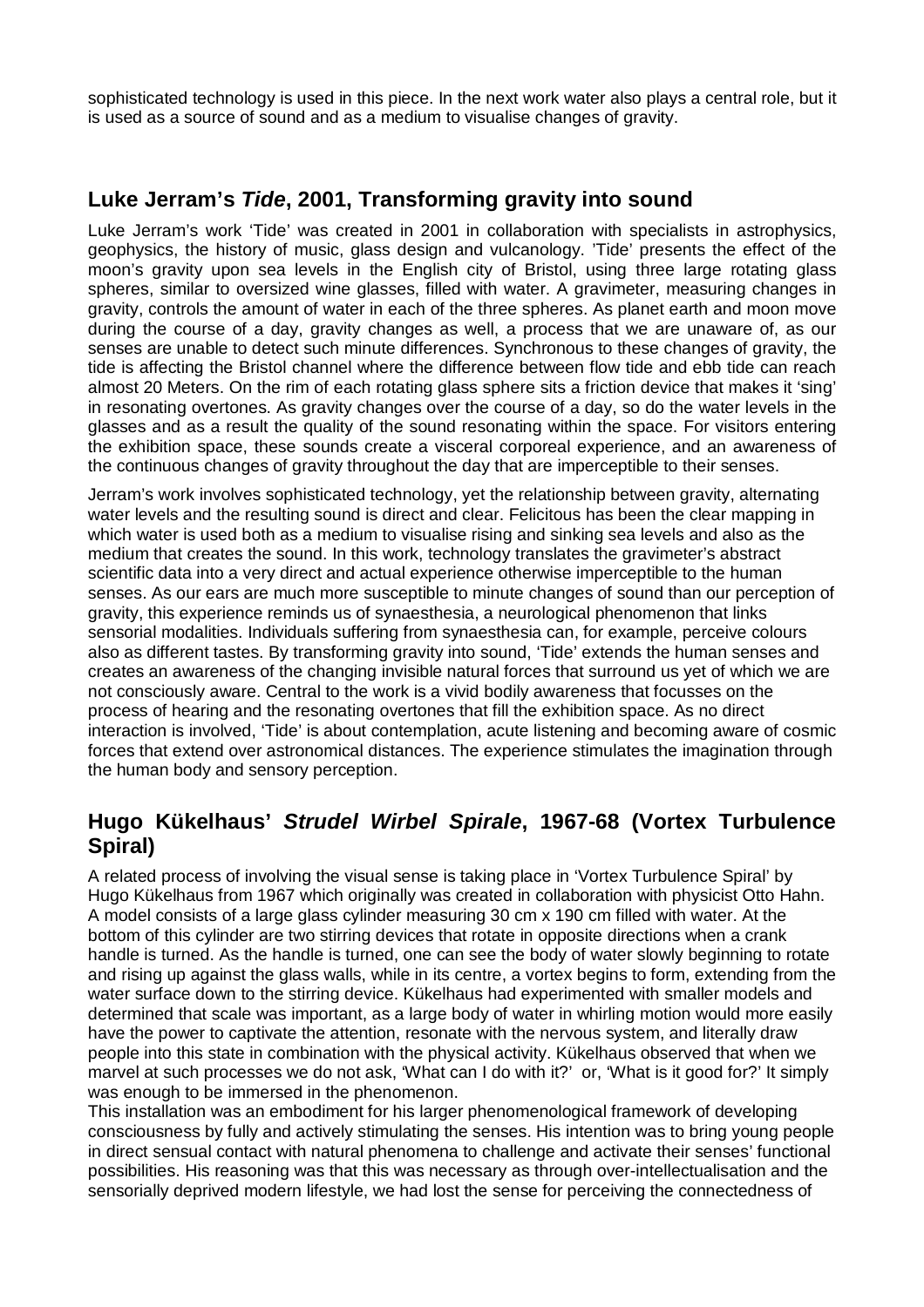sophisticated technology is used in this piece. In the next work water also plays a central role, but it is used as a source of sound and as a medium to visualise changes of gravity.

## Luke Jerram's *Tide*, 2001, Transforming gravity into sound

Luke Jerram's work 'Tide' was created in 2001 in collaboration with specialists in astrophysics, geophysics, the history of music, glass design and vulcanology. 'Tide' presents the effect of the moon's gravity upon sea levels in the English city of Bristol, using three large rotating glass spheres, similar to oversized wine glasses, filled with water. A gravimeter, measuring changes in gravity, controls the amount of water in each of the three spheres. As planet earth and moon move during the course of a day, gravity changes as well, a process that we are unaware of, as our senses are unable to detect such minute differences. Synchronous to these changes of gravity, the tide is affecting the Bristol channel where the difference between flow tide and ebb tide can reach almost 20 Meters. On the rim of each rotating glass sphere sits a friction device that makes it 'sing' in resonating overtones. As gravity changes over the course of a day, so do the water levels in the glasses and as a result the quality of the sound resonating within the space. For visitors entering the exhibition space, these sounds create a visceral corporeal experience, and an awareness of the continuous changes of gravity throughout the day that are imperceptible to their senses.

Jerram's work involves sophisticated technology, yet the relationship between gravity, alternating water levels and the resulting sound is direct and clear. Felicitous has been the clear mapping in which water is used both as a medium to visualise rising and sinking sea levels and also as the medium that creates the sound. In this work, technology translates the gravimeter's abstract scientific data into a very direct and actual experience otherwise imperceptible to the human senses. As our ears are much more susceptible to minute changes of sound than our perception of gravity, this experience reminds us of synaesthesia, a neurological phenomenon that links sensorial modalities. Individuals suffering from synaesthesia can, for example, perceive colours also as different tastes. By transforming gravity into sound, 'Tide' extends the human senses and creates an awareness of the changing invisible natural forces that surround us yet of which we are not consciously aware. Central to the work is a vivid bodily awareness that focusses on the process of hearing and the resonating overtones that fill the exhibition space. As no direct interaction is involved, 'Tide' is about contemplation, acute listening and becoming aware of cosmic forces that extend over astronomical distances. The experience stimulates the imagination through the human body and sensory perception.

## Hugo Kükelhaus' *Strudel Wirbel Spirale*, 1967-68 (Vortex Turbulence Spiral)

A related process of involving the visual sense is taking place in 'Vortex Turbulence Spiral' by Hugo Kükelhaus from 1967 which originally was created in collaboration with physicist Otto Hahn. A model consists of a large glass cylinder measuring 30 cm x 190 cm filled with water. At the bottom of this cylinder are two stirring devices that rotate in opposite directions when a crank handle is turned. As the handle is turned, one can see the body of water slowly beginning to rotate and rising up against the glass walls, while in its centre, a vortex begins to form, extending from the water surface down to the stirring device. Kükelhaus had experimented with smaller models and determined that scale was important, as a large body of water in whirling motion would more easily have the power to captivate the attention, resonate with the nervous system, and literally draw people into this state in combination with the physical activity. Kükelhaus observed that when we marvel at such processes we do not ask, 'What can I do with it?' or, 'What is it good for?' It simply was enough to be immersed in the phenomenon.

This installation was an embodiment for his larger phenomenological framework of developing consciousness by fully and actively stimulating the senses. His intention was to bring young people in direct sensual contact with natural phenomena to challenge and activate their senses' functional possibilities. His reasoning was that this was necessary as through over-intellectualisation and the sensorially deprived modern lifestyle, we had lost the sense for perceiving the connectedness of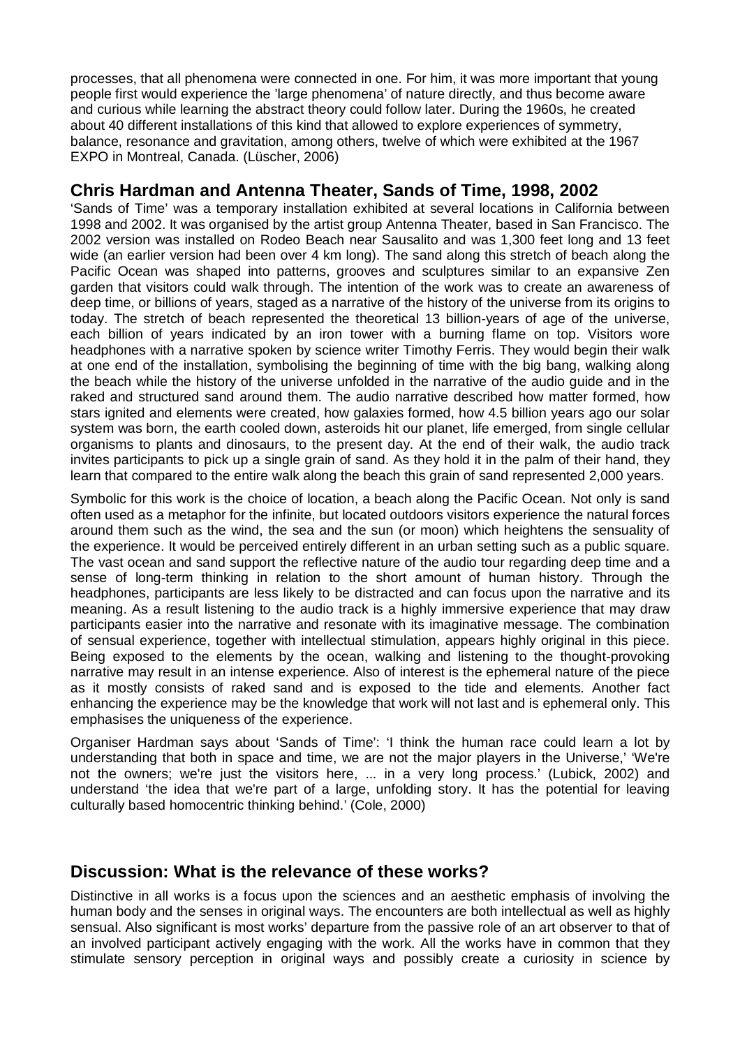processes, that all phenomena were connected in one. For him, it was more important that young people first would experience the 'large phenomena' of nature directly, and thus become aware and curious while learning the abstract theory could follow later. During the 1960s, he created about 40 different installations of this kind that allowed to explore experiences of symmetry, balance, resonance and gravitation, among others, twelve of which were exhibited at the 1967 EXPO in Montreal, Canada. (Lüscher, 2006)

## Chris Hardman and Antenna Theater, Sands of Time, 1998, 2002

'Sands of Time' was a temporary installation exhibited at several locations in California between 1998 and 2002. It was organised by the artist group Antenna Theater, based in San Francisco. The 2002 version was installed on Rodeo Beach near Sausalito and was 1,300 feet long and 13 feet wide (an earlier version had been over 4 km long). The sand along this stretch of beach along the Pacific Ocean was shaped into patterns, grooves and sculptures similar to an expansive Zen garden that visitors could walk through. The intention of the work was to create an awareness of deep time, or billions of years, staged as a narrative of the history of the universe from its origins to today. The stretch of beach represented the theoretical 13 billion-years of age of the universe, each billion of years indicated by an iron tower with a burning flame on top. Visitors wore headphones with a narrative spoken by science writer Timothy Ferris. They would begin their walk at one end of the installation, symbolising the beginning of time with the big bang, walking along the beach while the history of the universe unfolded in the narrative of the audio guide and in the raked and structured sand around them. The audio narrative described how matter formed, how stars ignited and elements were created, how galaxies formed, how 4.5 billion years ago our solar system was born, the earth cooled down, asteroids hit our planet, life emerged, from single cellular organisms to plants and dinosaurs, to the present day. At the end of their walk, the audio track invites participants to pick up a single grain of sand. As they hold it in the palm of their hand, they learn that compared to the entire walk along the beach this grain of sand represented 2,000 years.

Symbolic for this work is the choice of location, a beach along the Pacific Ocean. Not only is sand often used as a metaphor for the infinite, but located outdoors visitors experience the natural forces around them such as the wind, the sea and the sun (or moon) which heightens the sensuality of the experience. It would be perceived entirely different in an urban setting such as a public square. The vast ocean and sand support the reflective nature of the audio tour regarding deep time and a sense of long-term thinking in relation to the short amount of human history. Through the headphones, participants are less likely to be distracted and can focus upon the narrative and its meaning. As a result listening to the audio track is a highly immersive experience that may draw participants easier into the narrative and resonate with its imaginative message. The combination of sensual experience, together with intellectual stimulation, appears highly original in this piece. Being exposed to the elements by the ocean, walking and listening to the thought-provoking narrative may result in an intense experience. Also of interest is the ephemeral nature of the piece as it mostly consists of raked sand and is exposed to the tide and elements. Another fact enhancing the experience may be the knowledge that work will not last and is ephemeral only. This emphasises the uniqueness of the experience.

Organiser Hardman says about 'Sands of Time': 'I think the human race could learn a lot by understanding that both in space and time, we are not the major players in the Universe,' 'We're not the owners; we're just the visitors here, ... in a very long process.' (Lubick, 2002) and understand 'the idea that we're part of a large, unfolding story. It has the potential for leaving culturally based homocentric thinking behind.' (Cole, 2000)

## Discussion: What is the relevance of these works?

Distinctive in all works is a focus upon the sciences and an aesthetic emphasis of involving the human body and the senses in original ways. The encounters are both intellectual as well as highly sensual. Also significant is most works' departure from the passive role of an art observer to that of an involved participant actively engaging with the work. All the works have in common that they stimulate sensory perception in original ways and possibly create a curiosity in science by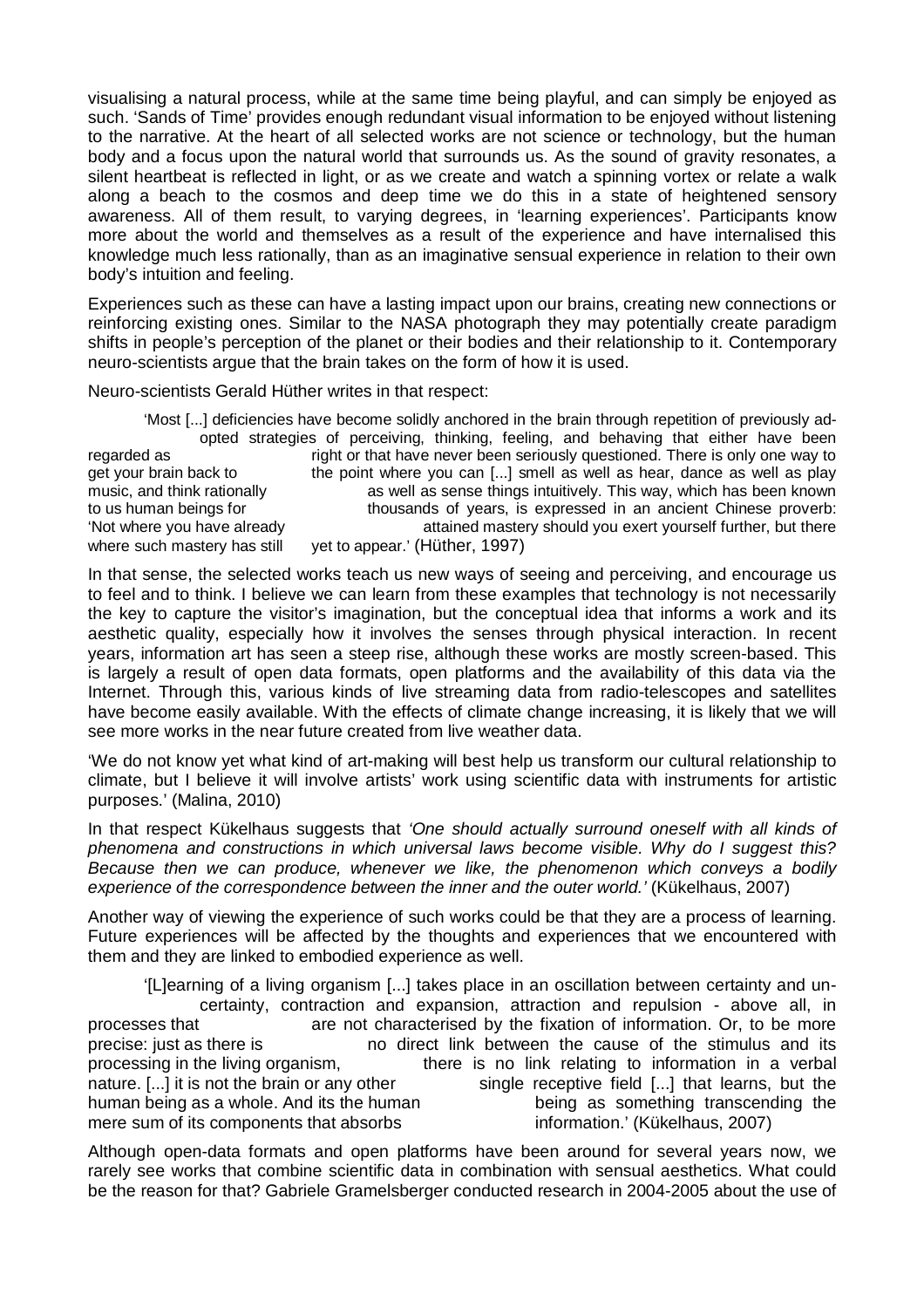visualising a natural process, while at the same time being playful, and can simply be enjoyed as such. 'Sands of Time' provides enough redundant visual information to be enjoyed without listening to the narrative. At the heart of all selected works are not science or technology, but the human body and a focus upon the natural world that surrounds us. As the sound of gravity resonates, a silent heartbeat is reflected in light, or as we create and watch a spinning vortex or relate a walk along a beach to the cosmos and deep time we do this in a state of heightened sensory awareness. All of them result, to varying degrees, in 'learning experiences'. Participants know more about the world and themselves as a result of the experience and have internalised this knowledge much less rationally, than as an imaginative sensual experience in relation to their own body's intuition and feeling.

Experiences such as these can have a lasting impact upon our brains, creating new connections or reinforcing existing ones. Similar to the NASA photograph they may potentially create paradigm shifts in people's perception of the planet or their bodies and their relationship to it. Contemporary neuro-scientists argue that the brain takes on the form of how it is used.

Neuro-scientists Gerald Hüther writes in that respect:

> 'Most [...] deficiencies have become solidly anchored in the brain through repetition of previously adopted strategies of perceiving, thinking, feeling, and behaving that either have been regarded as right or that have never been seriously questioned. There is only one way to get your brain back to the point where you can [...] smell as well as hear, dance as well as play music, and think rationally as well as sense things intuitively. This way, which has been known to us human beings for thousands of years, is expressed in an ancient Chinese proverb: 'Not where you have already attained mastery should you exert yourself further, but there where such mastery has still yet to appear.' (Hüther, 1997)

In that sense, the selected works teach us new ways of seeing and perceiving, and encourage us to feel and to think. I believe we can learn from these examples that technology is not necessarily the key to capture the visitor's imagination, but the conceptual idea that informs a work and its aesthetic quality, especially how it involves the senses through physical interaction. In recent years, information art has seen a steep rise, although these works are mostly screen-based. This is largely a result of open data formats, open platforms and the availability of this data via the Internet. Through this, various kinds of live streaming data from radio-telescopes and satellites have become easily available. With the effects of climate change increasing, it is likely that we will see more works in the near future created from live weather data.

'We do not know yet what kind of art-making will best help us transform our cultural relationship to climate, but I believe it will involve artists' work using scientific data with instruments for artistic purposes.' (Malina, 2010)

In that respect Kükelhaus suggests that *'One should actually surround oneself with all kinds of phenomena and constructions in which universal laws become visible. Why do I suggest this? Because then we can produce, whenever we like, the phenomenon which conveys a bodily experience of the correspondence between the inner and the outer world.'* (Kükelhaus, 2007)

Another way of viewing the experience of such works could be that they are a process of learning. Future experiences will be affected by the thoughts and experiences that we encountered with them and they are linked to embodied experience as well.

> '[L]earning of a living organism [...] takes place in an oscillation between certainty and uncertainty, contraction and expansion, attraction and repulsion - above all, in processes that are not characterised by the fixation of information. Or, to be more precise: just as there is no direct link between the cause of the stimulus and its processing in the living organism, there is no link relating to information in a verbal nature. [...] it is not the brain or any other single receptive field [...] that learns, but the human being as a whole. And its the human being as something transcending the mere sum of its components that absorbs information.' (Kükelhaus, 2007)

Although open-data formats and open platforms have been around for several years now, we rarely see works that combine scientific data in combination with sensual aesthetics. What could be the reason for that? Gabriele Gramelsberger conducted research in 2004-2005 about the use of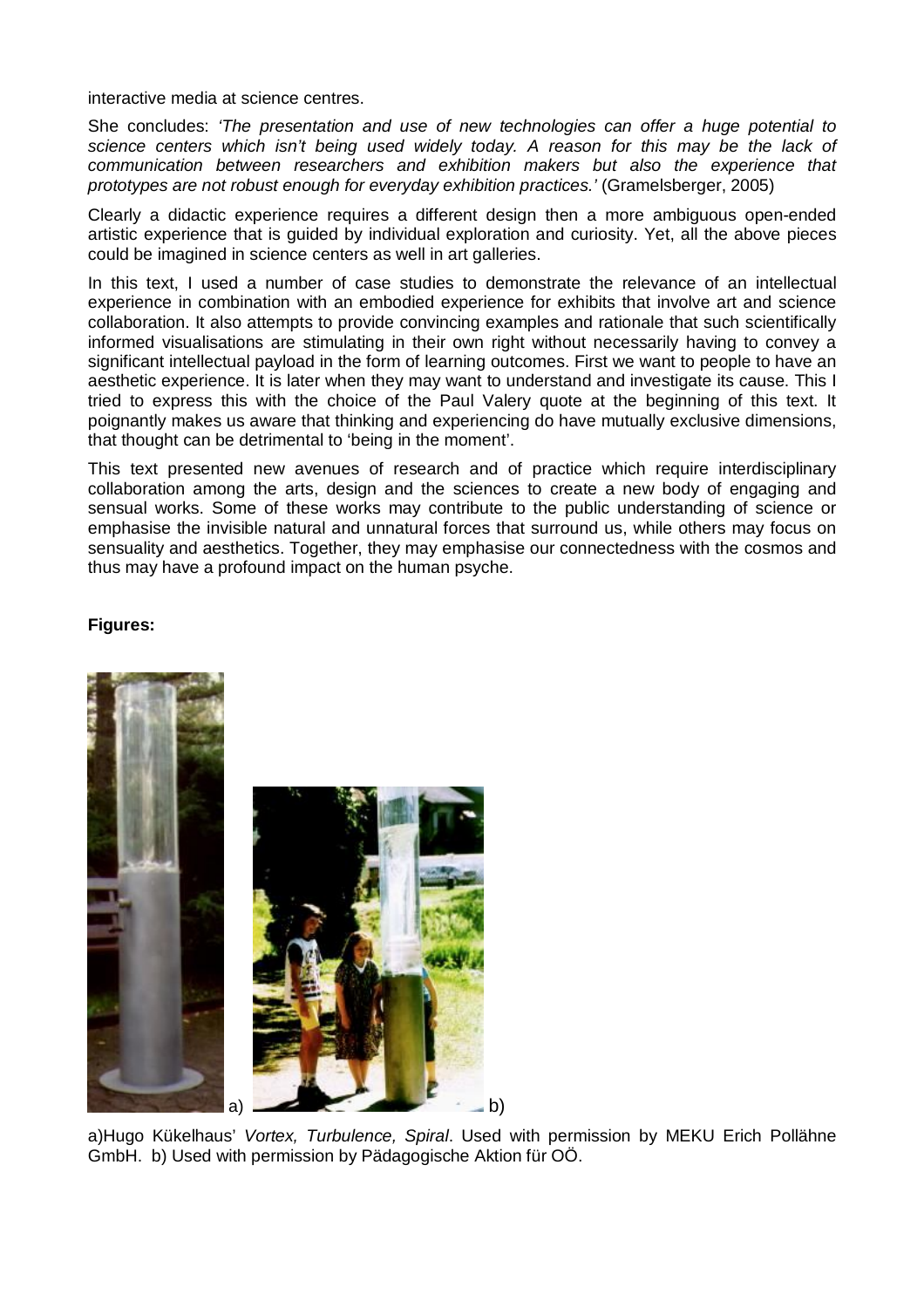interactive media at science centres.

She concludes: *'The presentation and use of new technologies can offer a huge potential to science centers which isn't being used widely today. A reason for this may be the lack of communication between researchers and exhibition makers but also the experience that prototypes are not robust enough for everyday exhibition practices.'* (Gramelsberger, 2005)

Clearly a didactic experience requires a different design then a more ambiguous open-ended artistic experience that is guided by individual exploration and curiosity. Yet, all the above pieces could be imagined in science centers as well in art galleries.

In this text, I used a number of case studies to demonstrate the relevance of an intellectual experience in combination with an embodied experience for exhibits that involve art and science collaboration. It also attempts to provide convincing examples and rationale that such scientifically informed visualisations are stimulating in their own right without necessarily having to convey a significant intellectual payload in the form of learning outcomes. First we want to people to have an aesthetic experience. It is later when they may want to understand and investigate its cause. This I tried to express this with the choice of the Paul Valery quote at the beginning of this text. It poignantly makes us aware that thinking and experiencing do have mutually exclusive dimensions, that thought can be detrimental to 'being in the moment'.

This text presented new avenues of research and of practice which require interdisciplinary collaboration among the arts, design and the sciences to create a new body of engaging and sensual works. Some of these works may contribute to the public understanding of science or emphasise the invisible natural and unnatural forces that surround us, while others may focus on sensuality and aesthetics. Together, they may emphasise our connectedness with the cosmos and thus may have a profound impact on the human psyche.

**Figures:**

a) b)

a)Hugo Kükelhaus' *Vortex, Turbulence, Spiral*. Used with permission by MEKU Erich Pollähne GmbH. b) Used with permission by Pädagogische Aktion für OÖ.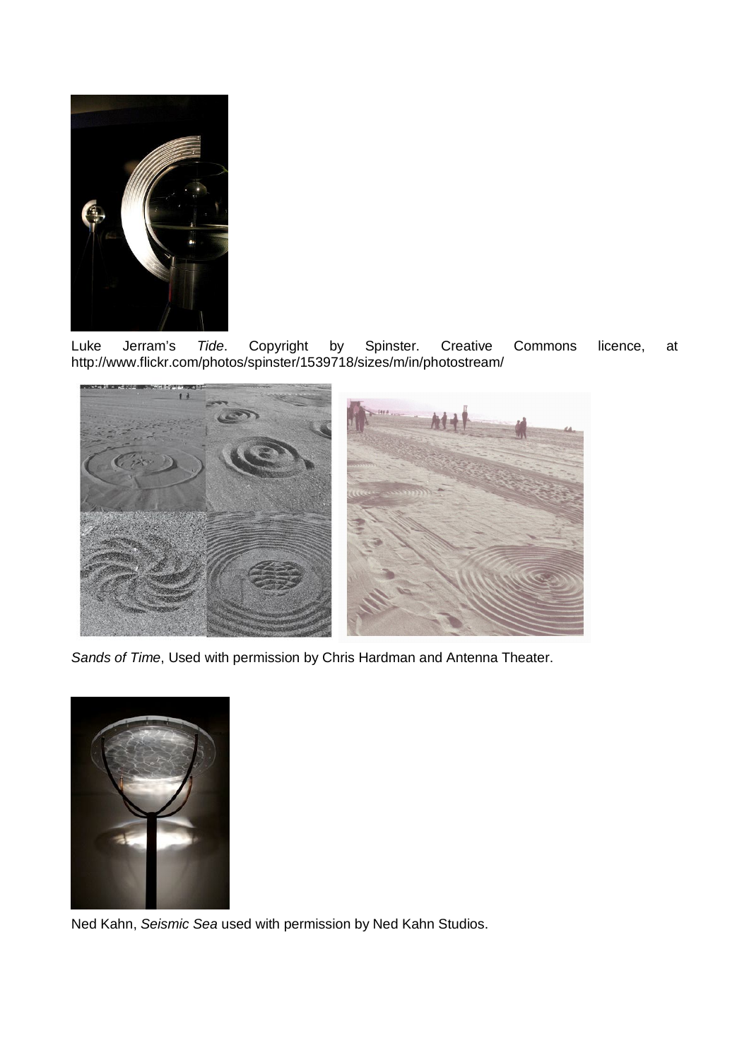Luke Jerram's *Tide*. Copyright by Spinster. Creative Commons licence, at http://www.flickr.com/photos/spinster/1539718/sizes/m/in/photostream/

*Sands of Time*, Used with permission by Chris Hardman and Antenna Theater.

Ned Kahn, *Seismic Sea* used with permission by Ned Kahn Studios.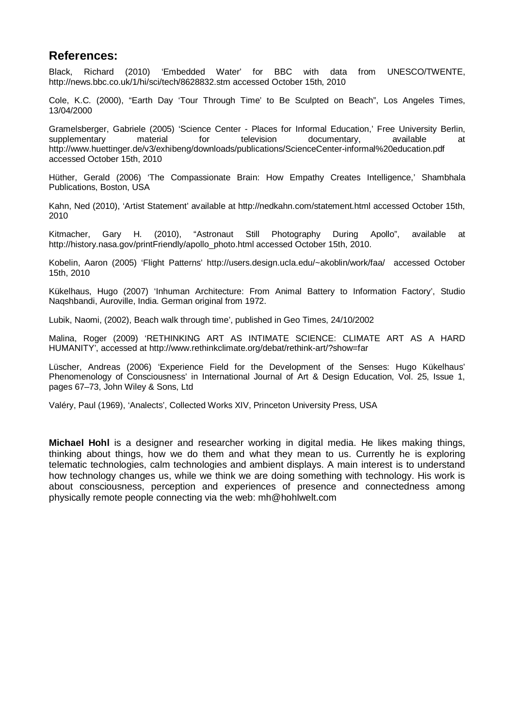## References:

Black, Richard (2010) 'Embedded Water' for BBC with data from UNESCO/TWENTE, http://news.bbc.co.uk/1/hi/sci/tech/8628832.stm accessed October 15th, 2010

Cole, K.C. (2000), "Earth Day 'Tour Through Time' to Be Sculpted on Beach", Los Angeles Times, 13/04/2000

Gramelsberger, Gabriele (2005) 'Science Center - Places for Informal Education,' Free University Berlin, supplementary material for television documentary, available at http://www.huettinger.de/v3/exhibeng/downloads/publications/ScienceCenter-informal%20education.pdf accessed October 15th, 2010

Hüther, Gerald (2006) 'The Compassionate Brain: How Empathy Creates Intelligence,' Shambhala Publications, Boston, USA

Kahn, Ned (2010), 'Artist Statement' available at http://nedkahn.com/statement.html accessed October 15th, 2010

Kitmacher, Gary H. (2010), "Astronaut Still Photography During Apollo", available at http://history.nasa.gov/printFriendly/apollo_photo.html accessed October 15th, 2010.

Kobelin, Aaron (2005) 'Flight Patterns' http://users.design.ucla.edu/~akoblin/work/faa/ accessed October 15th, 2010

Kükelhaus, Hugo (2007) 'Inhuman Architecture: From Animal Battery to Information Factory', Studio Naqshbandi, Auroville, India. German original from 1972.

Lubik, Naomi, (2002), Beach walk through time', published in Geo Times, 24/10/2002

Malina, Roger (2009) 'RETHINKING ART AS INTIMATE SCIENCE: CLIMATE ART AS A HARD HUMANITY', accessed at http://www.rethinkclimate.org/debat/rethink-art/?show=far

Lüscher, Andreas (2006) 'Experience Field for the Development of the Senses: Hugo Kükelhaus' Phenomenology of Consciousness' in International Journal of Art & Design Education, Vol. 25, Issue 1, pages 67–73, John Wiley & Sons, Ltd

Valéry, Paul (1969), 'Analects', Collected Works XIV, Princeton University Press, USA

**Michael Hohl** is a designer and researcher working in digital media. He likes making things, thinking about things, how we do them and what they mean to us. Currently he is exploring telematic technologies, calm technologies and ambient displays. A main interest is to understand how technology changes us, while we think we are doing something with technology. His work is about consciousness, perception and experiences of presence and connectedness among physically remote people connecting via the web: mh@hohlwelt.com